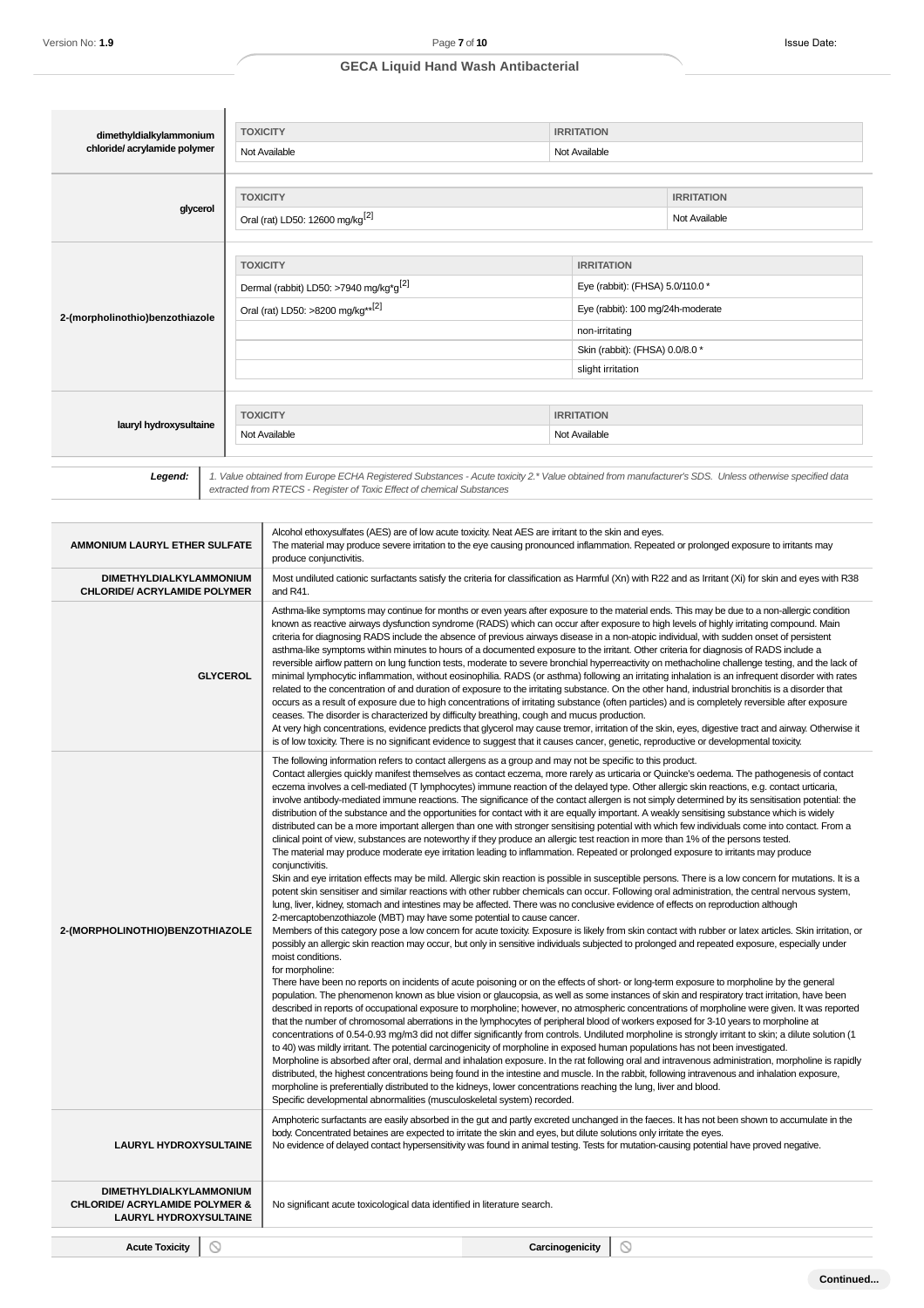| dimethyldialkylammonium chloride/ acrylamide polymer | TOXICITY | IRRITATION |
|---|---|---|
| | Not Available | Not Available |

| glycerol | TOXICITY | IRRITATION |
|---|---|---|
| | Oral (rat) LD50: 12600 mg/kg[2] | Not Available |

| 2-(morpholinothio)benzothiazole | TOXICITY | IRRITATION |
|---|---|---|
| | Dermal (rabbit) LD50: >7940 mg/kg*g[2] | Eye (rabbit): (FHSA) 5.0/110.0 * |
| | Oral (rat) LD50: >8200 mg/kg**[2] | Eye (rabbit): 100 mg/24h-moderate |
| | | non-irritating |
| | | Skin (rabbit): (FHSA) 0.0/8.0 * |
| | | slight irritation |

| lauryl hydroxysultaine | TOXICITY | IRRITATION |
|---|---|---|
| | Not Available | Not Available |

**Legend:** *1. Value obtained from Europe ECHA Registered Substances - Acute toxicity 2.* Value obtained from manufacturer's SDS. Unless otherwise specified data extracted from RTECS - Register of Toxic Effect of chemical Substances*

| | |
|---|---|
| **AMMONIUM LAURYL ETHER SULFATE** | Alcohol ethoxysulfates (AES) are of low acute toxicity. Neat AES are irritant to the skin and eyes.<br>The material may produce severe irritation to the eye causing pronounced inflammation. Repeated or prolonged exposure to irritants may produce conjunctivitis. |
| **DIMETHYLDIALKYLAMMONIUM CHLORIDE/ ACRYLAMIDE POLYMER** | Most undiluted cationic surfactants satisfy the criteria for classification as Harmful (Xn) with R22 and as Irritant (Xi) for skin and eyes with R38 and R41. |
| **GLYCEROL** | Asthma-like symptoms may continue for months or even years after exposure to the material ends. This may be due to a non-allergic condition known as reactive airways dysfunction syndrome (RADS) which can occur after exposure to high levels of highly irritating compound. Main criteria for diagnosing RADS include the absence of previous airways disease in a non-atopic individual, with sudden onset of persistent asthma-like symptoms within minutes to hours of a documented exposure to the irritant. Other criteria for diagnosis of RADS include a reversible airflow pattern on lung function tests, moderate to severe bronchial hyperreactivity on methacholine challenge testing, and the lack of minimal lymphocytic inflammation, without eosinophilia. RADS (or asthma) following an irritating inhalation is an infrequent disorder with rates related to the concentration of and duration of exposure to the irritating substance. On the other hand, industrial bronchitis is a disorder that occurs as a result of exposure due to high concentrations of irritating substance (often particles) and is completely reversible after exposure ceases. The disorder is characterized by difficulty breathing, cough and mucus production.<br>At very high concentrations, evidence predicts that glycerol may cause tremor, irritation of the skin, eyes, digestive tract and airway. Otherwise it is of low toxicity. There is no significant evidence to suggest that it causes cancer, genetic, reproductive or developmental toxicity. |
| **2-(MORPHOLINOTHIO)BENZOTHIAZOLE** | The following information refers to contact allergens as a group and may not be specific to this product.<br>Contact allergies quickly manifest themselves as contact eczema, more rarely as urticaria or Quincke's oedema. The pathogenesis of contact eczema involves a cell-mediated (T lymphocytes) immune reaction of the delayed type. Other allergic skin reactions, e.g. contact urticaria, involve antibody-mediated immune reactions. The significance of the contact allergen is not simply determined by its sensitisation potential: the distribution of the substance and the opportunities for contact with it are equally important. A weakly sensitising substance which is widely distributed can be a more important allergen than one with stronger sensitising potential with which few individuals come into contact. From a clinical point of view, substances are noteworthy if they produce an allergic test reaction in more than 1% of the persons tested.<br>The material may produce moderate eye irritation leading to inflammation. Repeated or prolonged exposure to irritants may produce conjunctivitis.<br>Skin and eye irritation effects may be mild. Allergic skin reaction is possible in susceptible persons. There is a low concern for mutations. It is a potent skin sensitiser and similar reactions with other rubber chemicals can occur. Following oral administration, the central nervous system, lung, liver, kidney, stomach and intestines may be affected. There was no conclusive evidence of effects on reproduction although 2-mercaptobenzothiazole (MBT) may have some potential to cause cancer.<br>Members of this category pose a low concern for acute toxicity. Exposure is likely from skin contact with rubber or latex articles. Skin irritation, or possibly an allergic skin reaction may occur, but only in sensitive individuals subjected to prolonged and repeated exposure, especially under moist conditions.<br>for morpholine:<br>There have been no reports on incidents of acute poisoning or on the effects of short- or long-term exposure to morpholine by the general population. The phenomenon known as blue vision or glaucopsia, as well as some instances of skin and respiratory tract irritation, have been described in reports of occupational exposure to morpholine; however, no atmospheric concentrations of morpholine were given. It was reported that the number of chromosomal aberrations in the lymphocytes of peripheral blood of workers exposed for 3-10 years to morpholine at concentrations of 0.54-0.93 mg/m3 did not differ significantly from controls. Undiluted morpholine is strongly irritant to skin; a dilute solution (1 to 40) was mildly irritant. The potential carcinogenicity of morpholine in exposed human populations has not been investigated.<br>Morpholine is absorbed after oral, dermal and inhalation exposure. In the rat following oral and intravenous administration, morpholine is rapidly distributed, the highest concentrations being found in the intestine and muscle. In the rabbit, following intravenous and inhalation exposure, morpholine is preferentially distributed to the kidneys, lower concentrations reaching the lung, liver and blood.<br>Specific developmental abnormalities (musculoskeletal system) recorded. |
| **LAURYL HYDROXYSULTAINE** | Amphoteric surfactants are easily absorbed in the gut and partly excreted unchanged in the faeces. It has not been shown to accumulate in the body. Concentrated betaines are expected to irritate the skin and eyes, but dilute solutions only irritate the eyes.<br>No evidence of delayed contact hypersensitivity was found in animal testing. Tests for mutation-causing potential have proved negative. |
| **DIMETHYLDIALKYLAMMONIUM CHLORIDE/ ACRYLAMIDE POLYMER & LAURYL HYDROXYSULTAINE** | No significant acute toxicological data identified in literature search. |

| Acute Toxicity | ⃠ | Carcinogenicity | ⃠ |
|---|---|---|---|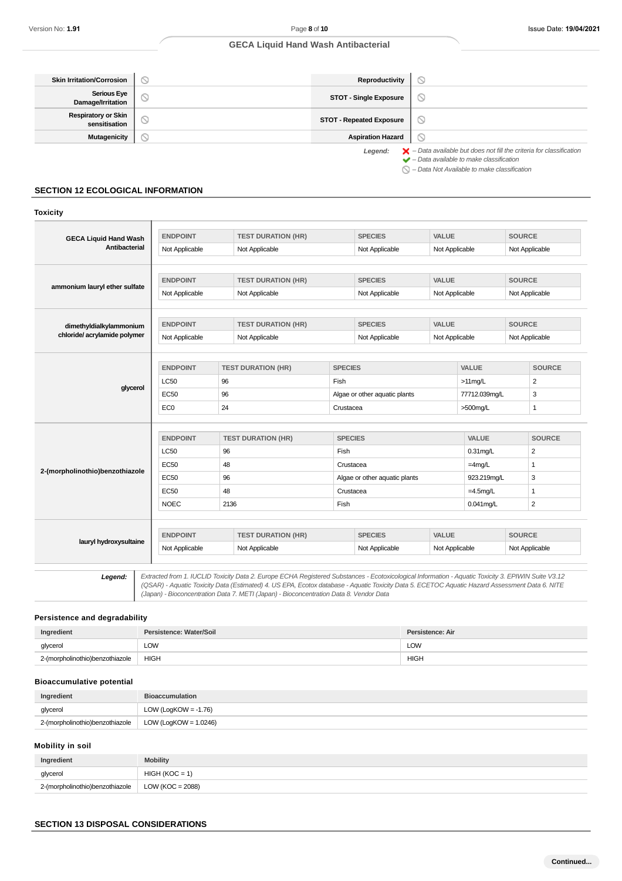| Skin Irritation/Corrosion | ⃠ | Reproductivity | ⃠ |
|---|---|---|---|
| Serious Eye Damage/Irritation | ⃠ | STOT - Single Exposure | ⃠ |
| Respiratory or Skin sensitisation | ⃠ | STOT - Repeated Exposure | ⃠ |
| Mutagenicity | ⃠ | Aspiration Hazard | ⃠ |

*Legend:* ✖ – Data available but does not fill the criteria for classification
✔ – Data available to make classification
⃠ – Data Not Available to make classification

## SECTION 12 ECOLOGICAL INFORMATION

### Toxicity

**GECA Liquid Hand Wash Antibacterial**

| ENDPOINT | TEST DURATION (HR) | SPECIES | VALUE | SOURCE |
|---|---|---|---|---|
| Not Applicable | Not Applicable | Not Applicable | Not Applicable | Not Applicable |

**ammonium lauryl ether sulfate**

| ENDPOINT | TEST DURATION (HR) | SPECIES | VALUE | SOURCE |
|---|---|---|---|---|
| Not Applicable | Not Applicable | Not Applicable | Not Applicable | Not Applicable |

**dimethyldialkylammonium chloride/ acrylamide polymer**

| ENDPOINT | TEST DURATION (HR) | SPECIES | VALUE | SOURCE |
|---|---|---|---|---|
| Not Applicable | Not Applicable | Not Applicable | Not Applicable | Not Applicable |

**glycerol**

| ENDPOINT | TEST DURATION (HR) | SPECIES | VALUE | SOURCE |
|---|---|---|---|---|
| LC50 | 96 | Fish | >11mg/L | 2 |
| EC50 | 96 | Algae or other aquatic plants | 77712.039mg/L | 3 |
| EC0 | 24 | Crustacea | >500mg/L | 1 |

**2-(morpholinothio)benzothiazole**

| ENDPOINT | TEST DURATION (HR) | SPECIES | VALUE | SOURCE |
|---|---|---|---|---|
| LC50 | 96 | Fish | 0.31mg/L | 2 |
| EC50 | 48 | Crustacea | =4mg/L | 1 |
| EC50 | 96 | Algae or other aquatic plants | 923.219mg/L | 3 |
| EC50 | 48 | Crustacea | =4.5mg/L | 1 |
| NOEC | 2136 | Fish | 0.041mg/L | 2 |

**lauryl hydroxysultaine**

| ENDPOINT | TEST DURATION (HR) | SPECIES | VALUE | SOURCE |
|---|---|---|---|---|
| Not Applicable | Not Applicable | Not Applicable | Not Applicable | Not Applicable |

**Legend:** *Extracted from 1. IUCLID Toxicity Data 2. Europe ECHA Registered Substances - Ecotoxicological Information - Aquatic Toxicity 3. EPIWIN Suite V3.12 (QSAR) - Aquatic Toxicity Data (Estimated) 4. US EPA, Ecotox database - Aquatic Toxicity Data 5. ECETOC Aquatic Hazard Assessment Data 6. NITE (Japan) - Bioconcentration Data 7. METI (Japan) - Bioconcentration Data 8. Vendor Data*

### Persistence and degradability

| Ingredient | Persistence: Water/Soil | Persistence: Air |
|---|---|---|
| glycerol | LOW | LOW |
| 2-(morpholinothio)benzothiazole | HIGH | HIGH |

### Bioaccumulative potential

| Ingredient | Bioaccumulation |
|---|---|
| glycerol | LOW (LogKOW = -1.76) |
| 2-(morpholinothio)benzothiazole | LOW (LogKOW = 1.0246) |

### Mobility in soil

| Ingredient | Mobility |
|---|---|
| glycerol | HIGH (KOC = 1) |
| 2-(morpholinothio)benzothiazole | LOW (KOC = 2088) |

## SECTION 13 DISPOSAL CONSIDERATIONS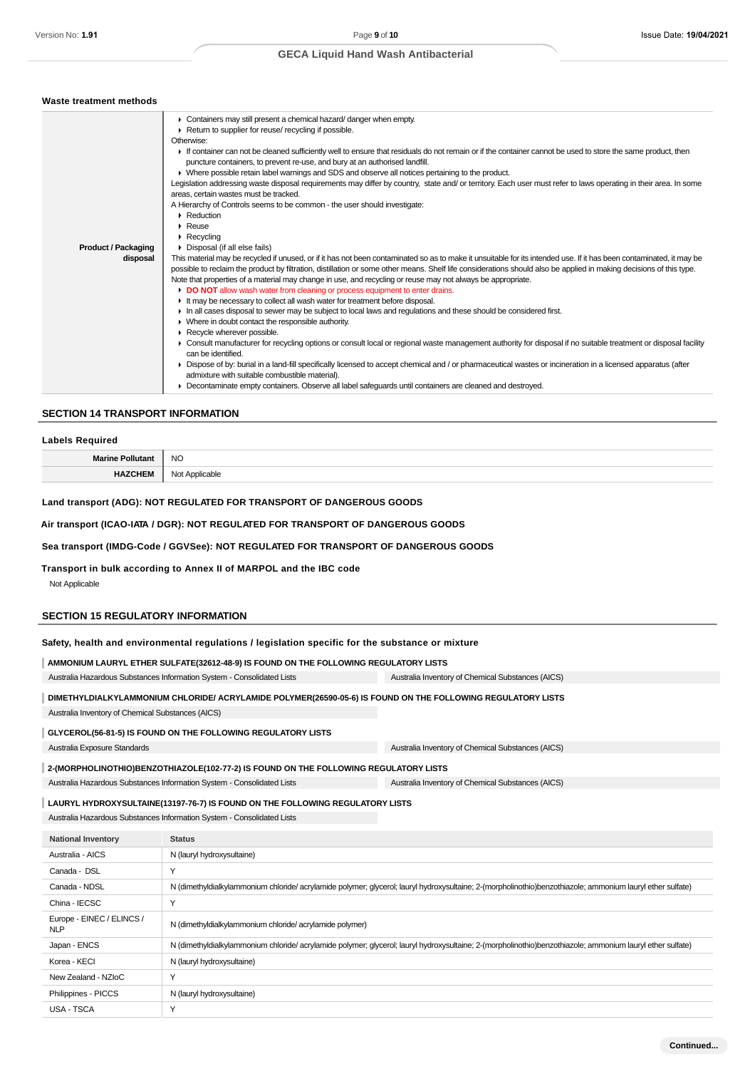### Waste treatment methods

| | |
|---|---|
| **Product / Packaging disposal** | ▸ Containers may still present a chemical hazard/ danger when empty.<br>▸ Return to supplier for reuse/ recycling if possible.<br>Otherwise:<br>▸ If container can not be cleaned sufficiently well to ensure that residuals do not remain or if the container cannot be used to store the same product, then puncture containers, to prevent re-use, and bury at an authorised landfill.<br>▸ Where possible retain label warnings and SDS and observe all notices pertaining to the product.<br>Legislation addressing waste disposal requirements may differ by country, state and/ or territory. Each user must refer to laws operating in their area. In some areas, certain wastes must be tracked.<br>A Hierarchy of Controls seems to be common - the user should investigate:<br>▸ Reduction<br>▸ Reuse<br>▸ Recycling<br>▸ Disposal (if all else fails)<br>This material may be recycled if unused, or if it has not been contaminated so as to make it unsuitable for its intended use. If it has been contaminated, it may be possible to reclaim the product by filtration, distillation or some other means. Shelf life considerations should also be applied in making decisions of this type. Note that properties of a material may change in use, and recycling or reuse may not always be appropriate.<br>▸ **DO NOT** allow wash water from cleaning or process equipment to enter drains.<br>▸ It may be necessary to collect all wash water for treatment before disposal.<br>▸ In all cases disposal to sewer may be subject to local laws and regulations and these should be considered first.<br>▸ Where in doubt contact the responsible authority.<br>▸ Recycle wherever possible.<br>▸ Consult manufacturer for recycling options or consult local or regional waste management authority for disposal if no suitable treatment or disposal facility can be identified.<br>▸ Dispose of by: burial in a land-fill specifically licensed to accept chemical and / or pharmaceutical wastes or incineration in a licensed apparatus (after admixture with suitable combustible material).<br>▸ Decontaminate empty containers. Observe all label safeguards until containers are cleaned and destroyed. |

## SECTION 14 TRANSPORT INFORMATION

### Labels Required

| | |
|---|---|
| **Marine Pollutant** | NO |
| **HAZCHEM** | Not Applicable |

**Land transport (ADG): NOT REGULATED FOR TRANSPORT OF DANGEROUS GOODS**

**Air transport (ICAO-IATA / DGR): NOT REGULATED FOR TRANSPORT OF DANGEROUS GOODS**

**Sea transport (IMDG-Code / GGVSee): NOT REGULATED FOR TRANSPORT OF DANGEROUS GOODS**

**Transport in bulk according to Annex II of MARPOL and the IBC code**

Not Applicable

## SECTION 15 REGULATORY INFORMATION

### Safety, health and environmental regulations / legislation specific for the substance or mixture

**AMMONIUM LAURYL ETHER SULFATE(32612-48-9) IS FOUND ON THE FOLLOWING REGULATORY LISTS**

| | |
|---|---|
| Australia Hazardous Substances Information System - Consolidated Lists | Australia Inventory of Chemical Substances (AICS) |

**DIMETHYLDIALKYLAMMONIUM CHLORIDE/ ACRYLAMIDE POLYMER(26590-05-6) IS FOUND ON THE FOLLOWING REGULATORY LISTS**

Australia Inventory of Chemical Substances (AICS)

**GLYCEROL(56-81-5) IS FOUND ON THE FOLLOWING REGULATORY LISTS**

| | |
|---|---|
| Australia Exposure Standards | Australia Inventory of Chemical Substances (AICS) |

**2-(MORPHOLINOTHIO)BENZOTHIAZOLE(102-77-2) IS FOUND ON THE FOLLOWING REGULATORY LISTS**

| | |
|---|---|
| Australia Hazardous Substances Information System - Consolidated Lists | Australia Inventory of Chemical Substances (AICS) |

**LAURYL HYDROXYSULTAINE(13197-76-7) IS FOUND ON THE FOLLOWING REGULATORY LISTS**

Australia Hazardous Substances Information System - Consolidated Lists

| National Inventory | Status |
|---|---|
| Australia - AICS | N (lauryl hydroxysultaine) |
| Canada - DSL | Y |
| Canada - NDSL | N (dimethyldialkylammonium chloride/ acrylamide polymer; glycerol; lauryl hydroxysultaine; 2-(morpholinothio)benzothiazole; ammonium lauryl ether sulfate) |
| China - IECSC | Y |
| Europe - EINEC / ELINCS / NLP | N (dimethyldialkylammonium chloride/ acrylamide polymer) |
| Japan - ENCS | N (dimethyldialkylammonium chloride/ acrylamide polymer; glycerol; lauryl hydroxysultaine; 2-(morpholinothio)benzothiazole; ammonium lauryl ether sulfate) |
| Korea - KECI | N (lauryl hydroxysultaine) |
| New Zealand - NZIoC | Y |
| Philippines - PICCS | N (lauryl hydroxysultaine) |
| USA - TSCA | Y |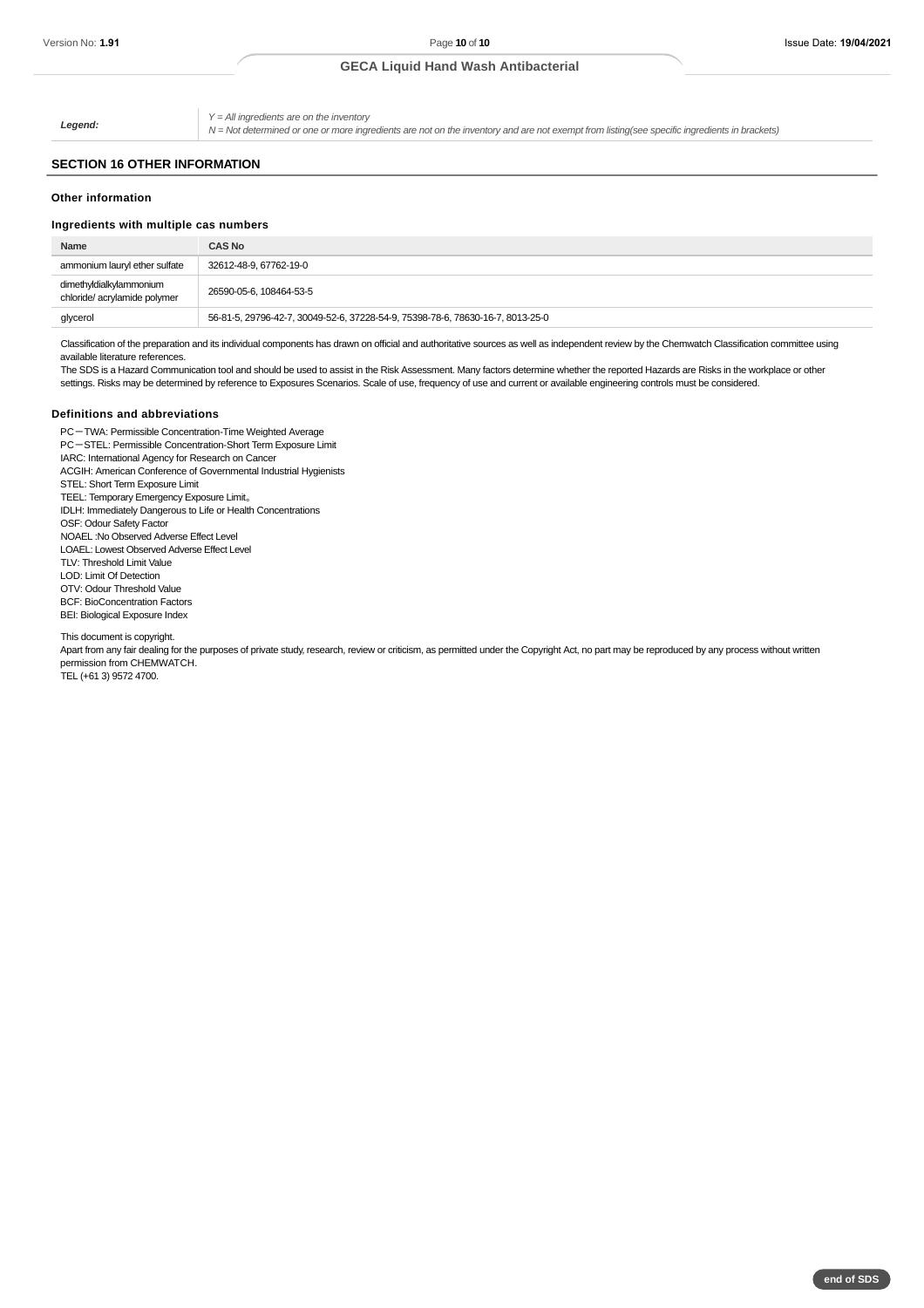| | |
|---|---|
| ***Legend:*** | *Y = All ingredients are on the inventory*<br>*N = Not determined or one or more ingredients are not on the inventory and are not exempt from listing(see specific ingredients in brackets)* |

## SECTION 16 OTHER INFORMATION

### Other information

### Ingredients with multiple cas numbers

| Name | CAS No |
|---|---|
| ammonium lauryl ether sulfate | 32612-48-9, 67762-19-0 |
| dimethyldialkylammonium chloride/ acrylamide polymer | 26590-05-6, 108464-53-5 |
| glycerol | 56-81-5, 29796-42-7, 30049-52-6, 37228-54-9, 75398-78-6, 78630-16-7, 8013-25-0 |

Classification of the preparation and its individual components has drawn on official and authoritative sources as well as independent review by the Chemwatch Classification committee using available literature references.

The SDS is a Hazard Communication tool and should be used to assist in the Risk Assessment. Many factors determine whether the reported Hazards are Risks in the workplace or other settings. Risks may be determined by reference to Exposures Scenarios. Scale of use, frequency of use and current or available engineering controls must be considered.

### Definitions and abbreviations

PC－TWA: Permissible Concentration-Time Weighted Average
PC－STEL: Permissible Concentration-Short Term Exposure Limit
IARC: International Agency for Research on Cancer
ACGIH: American Conference of Governmental Industrial Hygienists
STEL: Short Term Exposure Limit
TEEL: Temporary Emergency Exposure Limit。
IDLH: Immediately Dangerous to Life or Health Concentrations
OSF: Odour Safety Factor
NOAEL :No Observed Adverse Effect Level
LOAEL: Lowest Observed Adverse Effect Level
TLV: Threshold Limit Value
LOD: Limit Of Detection
OTV: Odour Threshold Value
BCF: BioConcentration Factors
BEI: Biological Exposure Index

This document is copyright.
Apart from any fair dealing for the purposes of private study, research, review or criticism, as permitted under the Copyright Act, no part may be reproduced by any process without written permission from CHEMWATCH.
TEL (+61 3) 9572 4700.

end of SDS